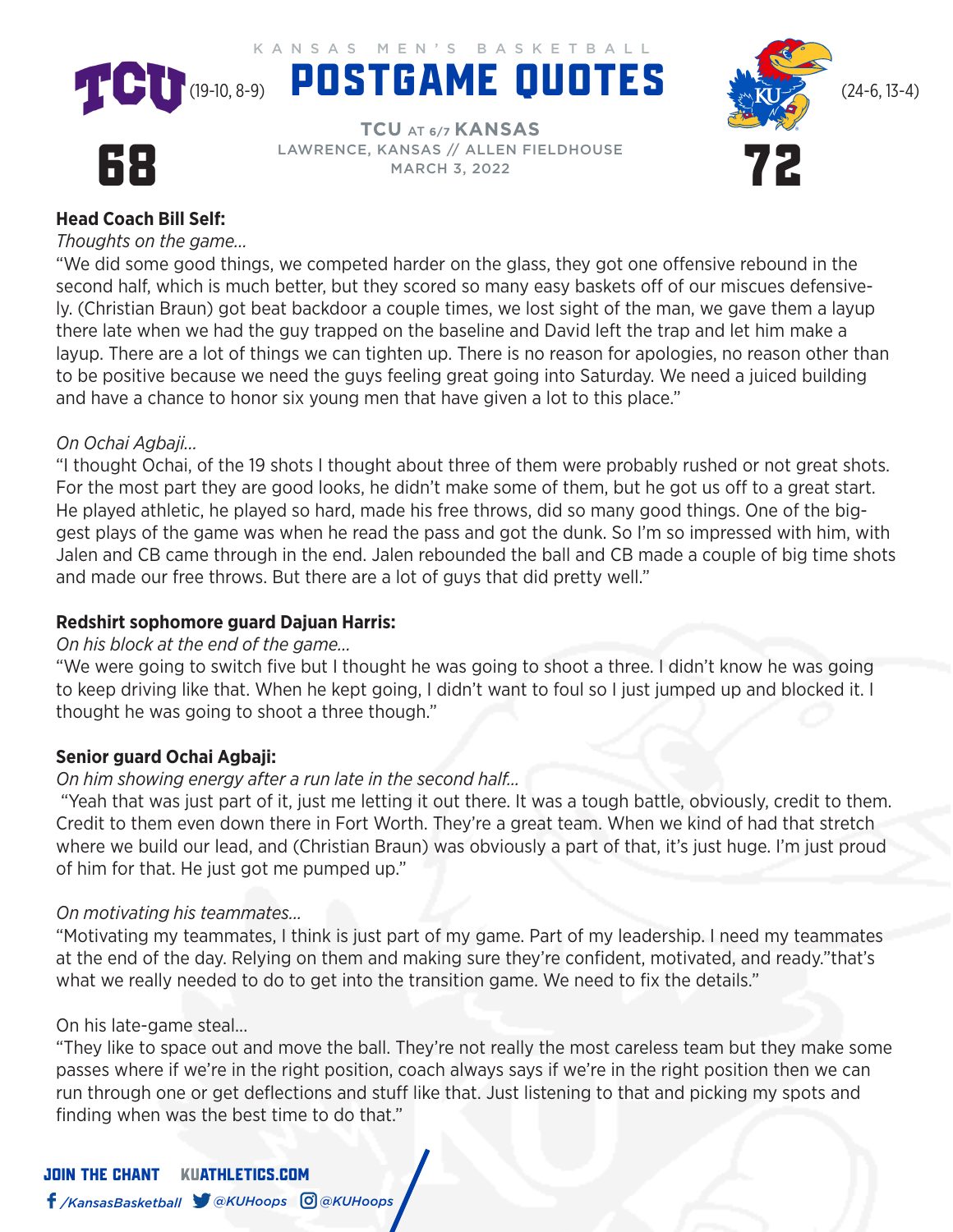KANSAS MEN'S BASKETBALL

# POSTGAME QUOTES

TCU (19-10, 8-9) — 68

Kansas (24-6, 13-4) — 72

**TCU AT 6/7 KANSAS**
LAWRENCE, KANSAS // ALLEN FIELDHOUSE
MARCH 3, 2022

**Head Coach Bill Self:**

*Thoughts on the game...*

"We did some good things, we competed harder on the glass, they got one offensive rebound in the second half, which is much better, but they scored so many easy baskets off of our miscues defensively. (Christian Braun) got beat backdoor a couple times, we lost sight of the man, we gave them a layup there late when we had the guy trapped on the baseline and David left the trap and let him make a layup. There are a lot of things we can tighten up. There is no reason for apologies, no reason other than to be positive because we need the guys feeling great going into Saturday. We need a juiced building and have a chance to honor six young men that have given a lot to this place."

*On Ochai Agbaji...*

"I thought Ochai, of the 19 shots I thought about three of them were probably rushed or not great shots. For the most part they are good looks, he didn't make some of them, but he got us off to a great start. He played athletic, he played so hard, made his free throws, did so many good things. One of the biggest plays of the game was when he read the pass and got the dunk. So I'm so impressed with him, with Jalen and CB came through in the end. Jalen rebounded the ball and CB made a couple of big time shots and made our free throws. But there are a lot of guys that did pretty well."

**Redshirt sophomore guard Dajuan Harris:**

*On his block at the end of the game...*

"We were going to switch five but I thought he was going to shoot a three. I didn't know he was going to keep driving like that. When he kept going, I didn't want to foul so I just jumped up and blocked it. I thought he was going to shoot a three though."

**Senior guard Ochai Agbaji:**

*On him showing energy after a run late in the second half...*

"Yeah that was just part of it, just me letting it out there. It was a tough battle, obviously, credit to them. Credit to them even down there in Fort Worth. They're a great team. When we kind of had that stretch where we build our lead, and (Christian Braun) was obviously a part of that, it's just huge. I'm just proud of him for that. He just got me pumped up."

*On motivating his teammates...*

"Motivating my teammates, I think is just part of my game. Part of my leadership. I need my teammates at the end of the day. Relying on them and making sure they're confident, motivated, and ready."that's what we really needed to do to get into the transition game. We need to fix the details."

On his late-game steal...

"They like to space out and move the ball. They're not really the most careless team but they make some passes where if we're in the right position, coach always says if we're in the right position then we can run through one or get deflections and stuff like that. Just listening to that and picking my spots and finding when was the best time to do that."

JOIN THE CHANT KUATHLETICS.COM

/KansasBasketball @KUHoops @KUHoops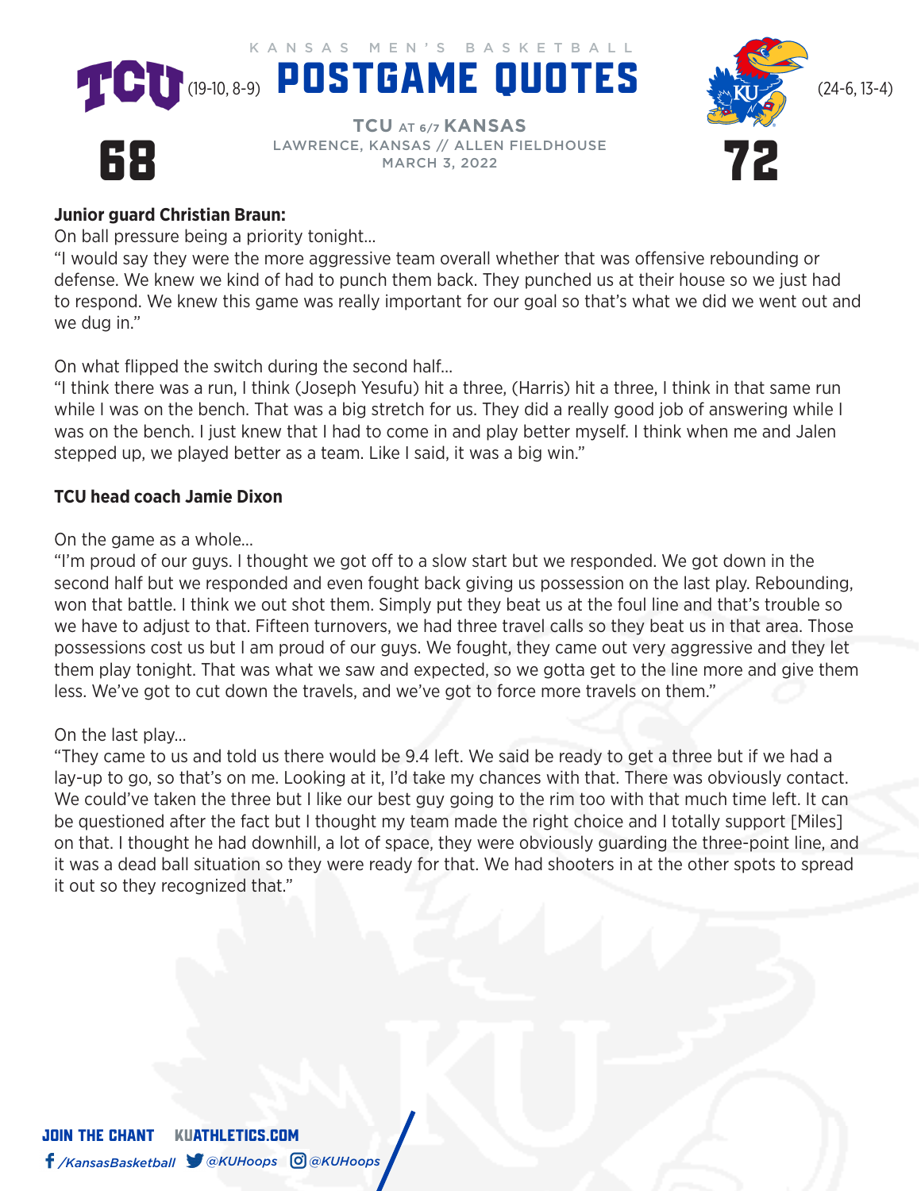KANSAS MEN'S BASKETBALL

# POSTGAME QUOTES

TCU (19-10, 8-9) **68**

**TCU** AT 6/7 **KANSAS**
LAWRENCE, KANSAS // ALLEN FIELDHOUSE
MARCH 3, 2022

KANSAS (24-6, 13-4) **72**

**Junior guard Christian Braun:**

On ball pressure being a priority tonight…

"I would say they were the more aggressive team overall whether that was offensive rebounding or defense. We knew we kind of had to punch them back. They punched us at their house so we just had to respond. We knew this game was really important for our goal so that's what we did we went out and we dug in."

On what flipped the switch during the second half…

"I think there was a run, I think (Joseph Yesufu) hit a three, (Harris) hit a three, I think in that same run while I was on the bench. That was a big stretch for us. They did a really good job of answering while I was on the bench. I just knew that I had to come in and play better myself. I think when me and Jalen stepped up, we played better as a team. Like I said, it was a big win."

**TCU head coach Jamie Dixon**

On the game as a whole…

"I'm proud of our guys. I thought we got off to a slow start but we responded. We got down in the second half but we responded and even fought back giving us possession on the last play. Rebounding, won that battle. I think we out shot them. Simply put they beat us at the foul line and that's trouble so we have to adjust to that. Fifteen turnovers, we had three travel calls so they beat us in that area. Those possessions cost us but I am proud of our guys. We fought, they came out very aggressive and they let them play tonight. That was what we saw and expected, so we gotta get to the line more and give them less. We've got to cut down the travels, and we've got to force more travels on them."

On the last play…

"They came to us and told us there would be 9.4 left. We said be ready to get a three but if we had a lay-up to go, so that's on me. Looking at it, I'd take my chances with that. There was obviously contact. We could've taken the three but I like our best guy going to the rim too with that much time left. It can be questioned after the fact but I thought my team made the right choice and I totally support [Miles] on that. I thought he had downhill, a lot of space, they were obviously guarding the three-point line, and it was a dead ball situation so they were ready for that. We had shooters in at the other spots to spread it out so they recognized that."

JOIN THE CHANT KUATHLETICS.COM
/KansasBasketball @KUHoops @KUHoops